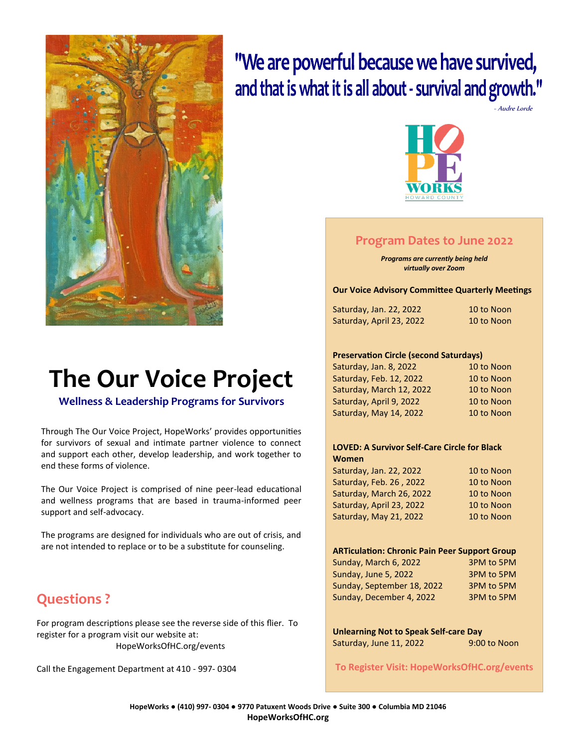"We are powerful because we have survived, and that is what it is all about - survival and growth."

*- Audre Lorde*

HOPE WORKS HOWARD COUNTY

# The Our Voice Project

## Wellness & Leadership Programs for Survivors

Through The Our Voice Project, HopeWorks' provides opportunities for survivors of sexual and intimate partner violence to connect and support each other, develop leadership, and work together to end these forms of violence.

The Our Voice Project is comprised of nine peer-lead educational and wellness programs that are based in trauma-informed peer support and self-advocacy.

The programs are designed for individuals who are out of crisis, and are not intended to replace or to be a substitute for counseling.

## Questions ?

For program descriptions please see the reverse side of this flier. To register for a program visit our website at: HopeWorksOfHC.org/events

Call the Engagement Department at 410 - 997- 0304

## Program Dates to June 2022

***Programs are currently being held virtually over Zoom***

**Our Voice Advisory Committee Quarterly Meetings**

| | |
|---|---|
| Saturday, Jan. 22, 2022 | 10 to Noon |
| Saturday, April 23, 2022 | 10 to Noon |

**Preservation Circle (second Saturdays)**

| | |
|---|---|
| Saturday, Jan. 8, 2022 | 10 to Noon |
| Saturday, Feb. 12, 2022 | 10 to Noon |
| Saturday, March 12, 2022 | 10 to Noon |
| Saturday, April 9, 2022 | 10 to Noon |
| Saturday, May 14, 2022 | 10 to Noon |

**LOVED: A Survivor Self-Care Circle for Black Women**

| | |
|---|---|
| Saturday, Jan. 22, 2022 | 10 to Noon |
| Saturday, Feb. 26 , 2022 | 10 to Noon |
| Saturday, March 26, 2022 | 10 to Noon |
| Saturday, April 23, 2022 | 10 to Noon |
| Saturday, May 21, 2022 | 10 to Noon |

**ARTiculation: Chronic Pain Peer Support Group**

| | |
|---|---|
| Sunday, March 6, 2022 | 3PM to 5PM |
| Sunday, June 5, 2022 | 3PM to 5PM |
| Sunday, September 18, 2022 | 3PM to 5PM |
| Sunday, December 4, 2022 | 3PM to 5PM |

**Unlearning Not to Speak Self-care Day**

| | |
|---|---|
| Saturday, June 11, 2022 | 9:00 to Noon |

**To Register Visit: HopeWorksOfHC.org/events**

**HopeWorks ● (410) 997- 0304 ● 9770 Patuxent Woods Drive ● Suite 300 ● Columbia MD 21046**
**HopeWorksOfHC.org**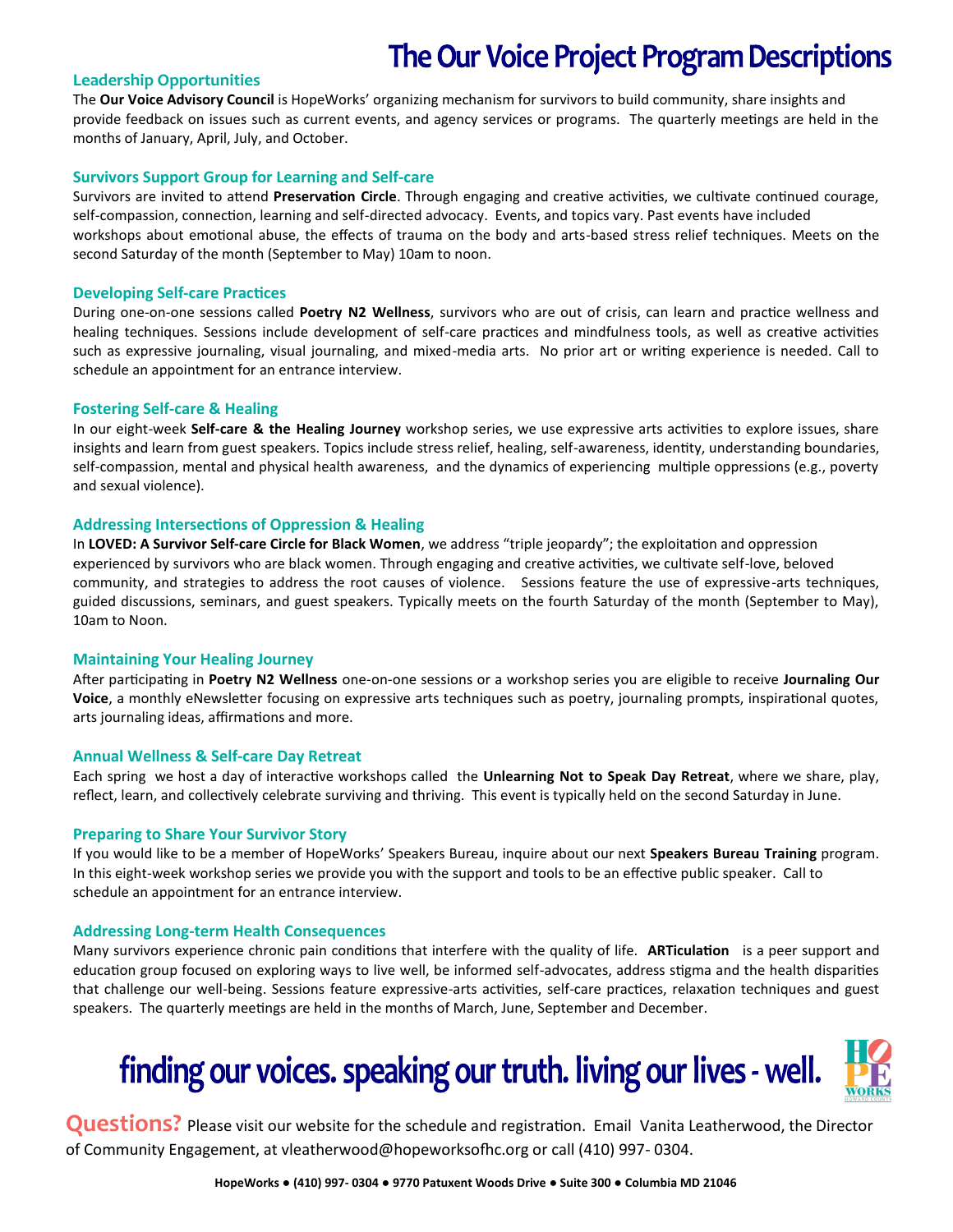# The Our Voice Project Program Descriptions

### Leadership Opportunities

The **Our Voice Advisory Council** is HopeWorks' organizing mechanism for survivors to build community, share insights and provide feedback on issues such as current events, and agency services or programs. The quarterly meetings are held in the months of January, April, July, and October.

### Survivors Support Group for Learning and Self-care

Survivors are invited to attend **Preservation Circle**. Through engaging and creative activities, we cultivate continued courage, self-compassion, connection, learning and self-directed advocacy. Events, and topics vary. Past events have included workshops about emotional abuse, the effects of trauma on the body and arts-based stress relief techniques. Meets on the second Saturday of the month (September to May) 10am to noon.

### Developing Self-care Practices

During one-on-one sessions called **Poetry N2 Wellness**, survivors who are out of crisis, can learn and practice wellness and healing techniques. Sessions include development of self-care practices and mindfulness tools, as well as creative activities such as expressive journaling, visual journaling, and mixed-media arts. No prior art or writing experience is needed. Call to schedule an appointment for an entrance interview.

### Fostering Self-care & Healing

In our eight-week **Self-care & the Healing Journey** workshop series, we use expressive arts activities to explore issues, share insights and learn from guest speakers. Topics include stress relief, healing, self-awareness, identity, understanding boundaries, self-compassion, mental and physical health awareness, and the dynamics of experiencing multiple oppressions (e.g., poverty and sexual violence).

### Addressing Intersections of Oppression & Healing

In **LOVED: A Survivor Self-care Circle for Black Women**, we address "triple jeopardy"; the exploitation and oppression experienced by survivors who are black women. Through engaging and creative activities, we cultivate self-love, beloved community, and strategies to address the root causes of violence. Sessions feature the use of expressive-arts techniques, guided discussions, seminars, and guest speakers. Typically meets on the fourth Saturday of the month (September to May), 10am to Noon.

### Maintaining Your Healing Journey

After participating in **Poetry N2 Wellness** one-on-one sessions or a workshop series you are eligible to receive **Journaling Our Voice**, a monthly eNewsletter focusing on expressive arts techniques such as poetry, journaling prompts, inspirational quotes, arts journaling ideas, affirmations and more.

### Annual Wellness & Self-care Day Retreat

Each spring we host a day of interactive workshops called the **Unlearning Not to Speak Day Retreat**, where we share, play, reflect, learn, and collectively celebrate surviving and thriving. This event is typically held on the second Saturday in June.

### Preparing to Share Your Survivor Story

If you would like to be a member of HopeWorks' Speakers Bureau, inquire about our next **Speakers Bureau Training** program. In this eight-week workshop series we provide you with the support and tools to be an effective public speaker. Call to schedule an appointment for an entrance interview.

### Addressing Long-term Health Consequences

Many survivors experience chronic pain conditions that interfere with the quality of life. **ARTiculation** is a peer support and education group focused on exploring ways to live well, be informed self-advocates, address stigma and the health disparities that challenge our well-being. Sessions feature expressive-arts activities, self-care practices, relaxation techniques and guest speakers. The quarterly meetings are held in the months of March, June, September and December.

## finding our voices. speaking our truth. living our lives - well.

HOPE WORKS HOWARD COUNTY

**Questions?** Please visit our website for the schedule and registration. Email Vanita Leatherwood, the Director of Community Engagement, at vleatherwood@hopeworksofhc.org or call (410) 997- 0304.

**HopeWorks ● (410) 997- 0304 ● 9770 Patuxent Woods Drive ● Suite 300 ● Columbia MD 21046**